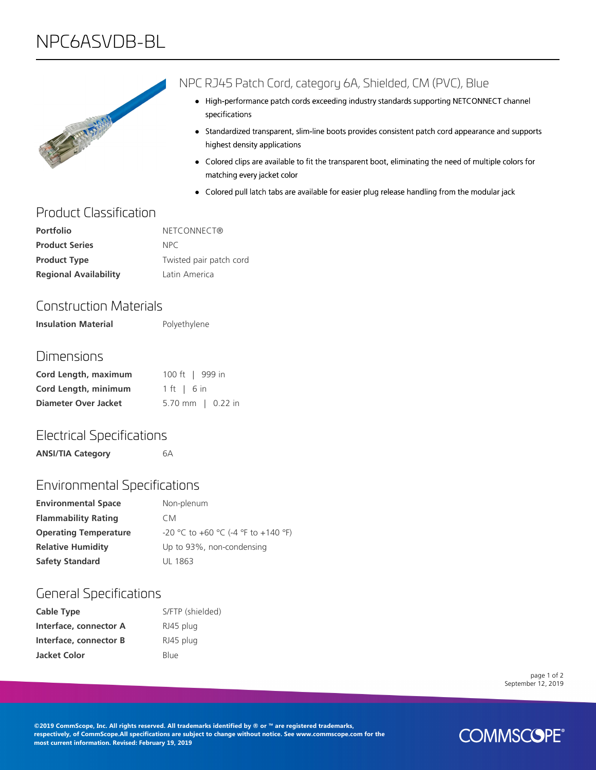# NPC6ASVDB-BL

## NPC RJ45 Patch Cord, category 6A, Shielded, CM (PVC), Blue

- High-performance patch cords exceeding industry standards supporting NETCONNECT channel specifications
- Standardized transparent, slim-line boots provides consistent patch cord appearance and supports highest density applications
- Colored clips are available to fit the transparent boot, eliminating the need of multiple colors for matching every jacket color
- Colored pull latch tabs are available for easier plug release handling from the modular jack

## Product Classification

| | |
|---|---|
| **Portfolio** | NETCONNECT® |
| **Product Series** | NPC |
| **Product Type** | Twisted pair patch cord |
| **Regional Availability** | Latin America |

## Construction Materials

| | |
|---|---|
| **Insulation Material** | Polyethylene |

## Dimensions

| | |
|---|---|
| **Cord Length, maximum** | 100 ft \| 999 in |
| **Cord Length, minimum** | 1 ft \| 6 in |
| **Diameter Over Jacket** | 5.70 mm \| 0.22 in |

## Electrical Specifications

| | |
|---|---|
| **ANSI/TIA Category** | 6A |

## Environmental Specifications

| | |
|---|---|
| **Environmental Space** | Non-plenum |
| **Flammability Rating** | CM |
| **Operating Temperature** | -20 °C to +60 °C (-4 °F to +140 °F) |
| **Relative Humidity** | Up to 93%, non-condensing |
| **Safety Standard** | UL 1863 |

## General Specifications

| | |
|---|---|
| **Cable Type** | S/FTP (shielded) |
| **Interface, connector A** | RJ45 plug |
| **Interface, connector B** | RJ45 plug |
| **Jacket Color** | Blue |

September 12, 2019

**©2019 CommScope, Inc. All rights reserved. All trademarks identified by ® or ™ are registered trademarks, respectively, of CommScope.All specifications are subject to change without notice. See www.commscope.com for the most current information. Revised: February 19, 2019**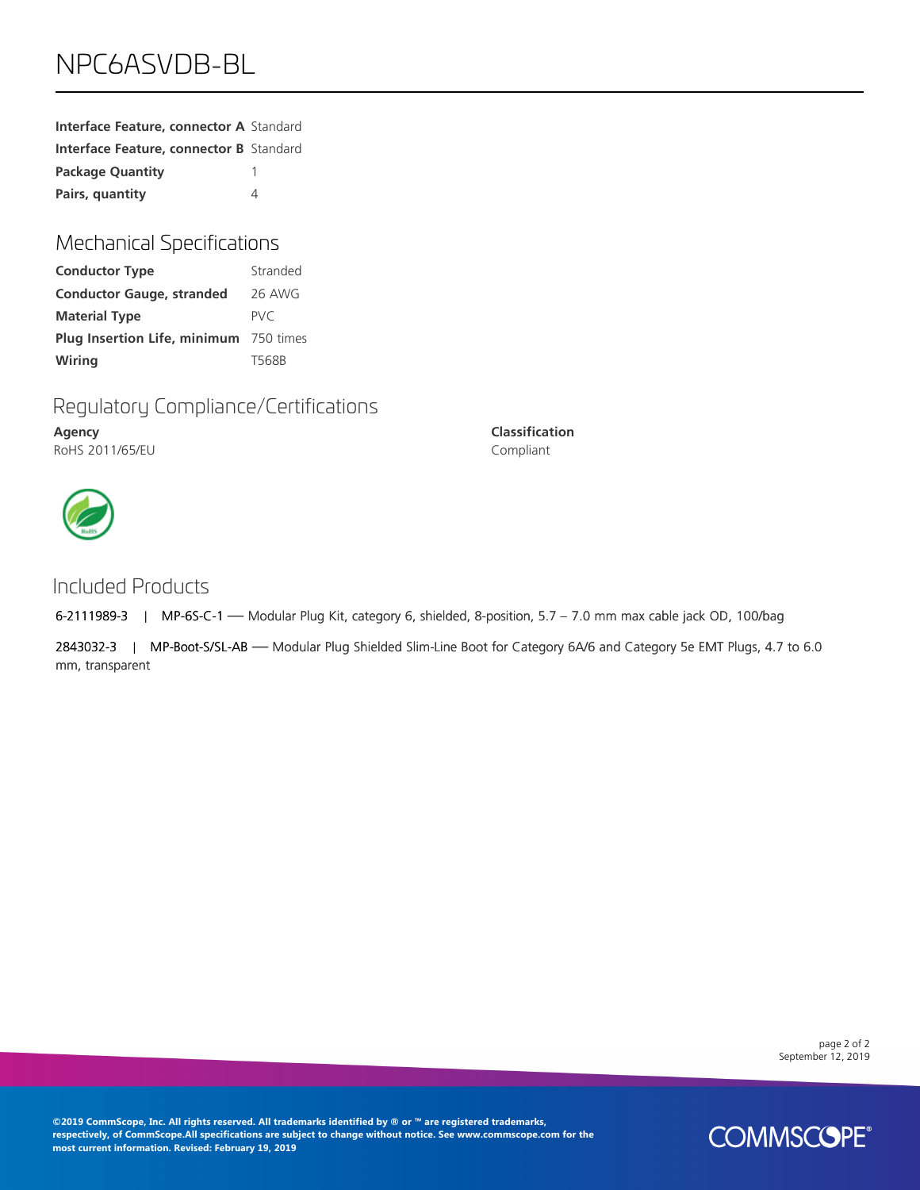# NPC6ASVDB-BL

| | |
|---|---|
| **Interface Feature, connector A** | Standard |
| **Interface Feature, connector B** | Standard |
| **Package Quantity** | 1 |
| **Pairs, quantity** | 4 |

## Mechanical Specifications

| | |
|---|---|
| **Conductor Type** | Stranded |
| **Conductor Gauge, stranded** | 26 AWG |
| **Material Type** | PVC |
| **Plug Insertion Life, minimum** | 750 times |
| **Wiring** | T568B |

## Regulatory Compliance/Certifications

| **Agency** | **Classification** |
|---|---|
| RoHS 2011/65/EU | Compliant |

## Included Products

6-2111989-3 | MP-6S-C-1 — Modular Plug Kit, category 6, shielded, 8-position, 5.7 – 7.0 mm max cable jack OD, 100/bag

2843032-3 | MP-Boot-S/SL-AB — Modular Plug Shielded Slim-Line Boot for Category 6A/6 and Category 5e EMT Plugs, 4.7 to 6.0 mm, transparent

September 12, 2019

**©2019 CommScope, Inc. All rights reserved. All trademarks identified by ® or ™ are registered trademarks, respectively, of CommScope.All specifications are subject to change without notice. See www.commscope.com for the most current information. Revised: February 19, 2019**